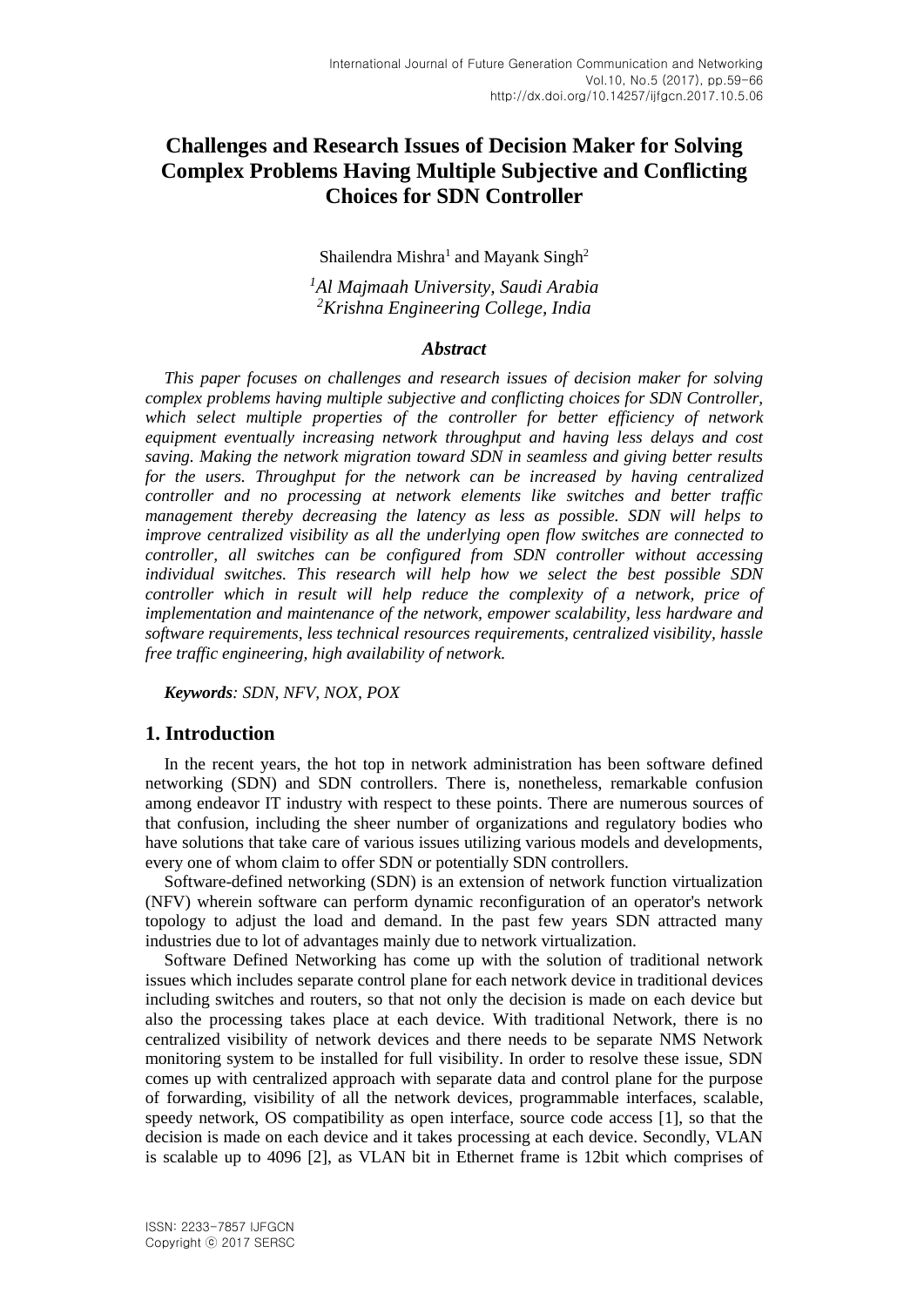# Challenges and Research Issues of Decision Maker for Solving Complex Problems Having Multiple Subjective and Conflicting Choices for SDN Controller

Shailendra Mishra[1] and Mayank Singh[2]

*[1]Al Majmaah University, Saudi Arabia*
*[2]Krishna Engineering College, India*

### *Abstract*

*This paper focuses on challenges and research issues of decision maker for solving complex problems having multiple subjective and conflicting choices for SDN Controller, which select multiple properties of the controller for better efficiency of network equipment eventually increasing network throughput and having less delays and cost saving. Making the network migration toward SDN in seamless and giving better results for the users. Throughput for the network can be increased by having centralized controller and no processing at network elements like switches and better traffic management thereby decreasing the latency as less as possible. SDN will helps to improve centralized visibility as all the underlying open flow switches are connected to controller, all switches can be configured from SDN controller without accessing individual switches. This research will help how we select the best possible SDN controller which in result will help reduce the complexity of a network, price of implementation and maintenance of the network, empower scalability, less hardware and software requirements, less technical resources requirements, centralized visibility, hassle free traffic engineering, high availability of network.*

***Keywords****: SDN, NFV, NOX, POX*

## 1. Introduction

In the recent years, the hot top in network administration has been software defined networking (SDN) and SDN controllers. There is, nonetheless, remarkable confusion among endeavor IT industry with respect to these points. There are numerous sources of that confusion, including the sheer number of organizations and regulatory bodies who have solutions that take care of various issues utilizing various models and developments, every one of whom claim to offer SDN or potentially SDN controllers.

Software-defined networking (SDN) is an extension of network function virtualization (NFV) wherein software can perform dynamic reconfiguration of an operator's network topology to adjust the load and demand. In the past few years SDN attracted many industries due to lot of advantages mainly due to network virtualization.

Software Defined Networking has come up with the solution of traditional network issues which includes separate control plane for each network device in traditional devices including switches and routers, so that not only the decision is made on each device but also the processing takes place at each device. With traditional Network, there is no centralized visibility of network devices and there needs to be separate NMS Network monitoring system to be installed for full visibility. In order to resolve these issue, SDN comes up with centralized approach with separate data and control plane for the purpose of forwarding, visibility of all the network devices, programmable interfaces, scalable, speedy network, OS compatibility as open interface, source code access [1], so that the decision is made on each device and it takes processing at each device. Secondly, VLAN is scalable up to 4096 [2], as VLAN bit in Ethernet frame is 12bit which comprises of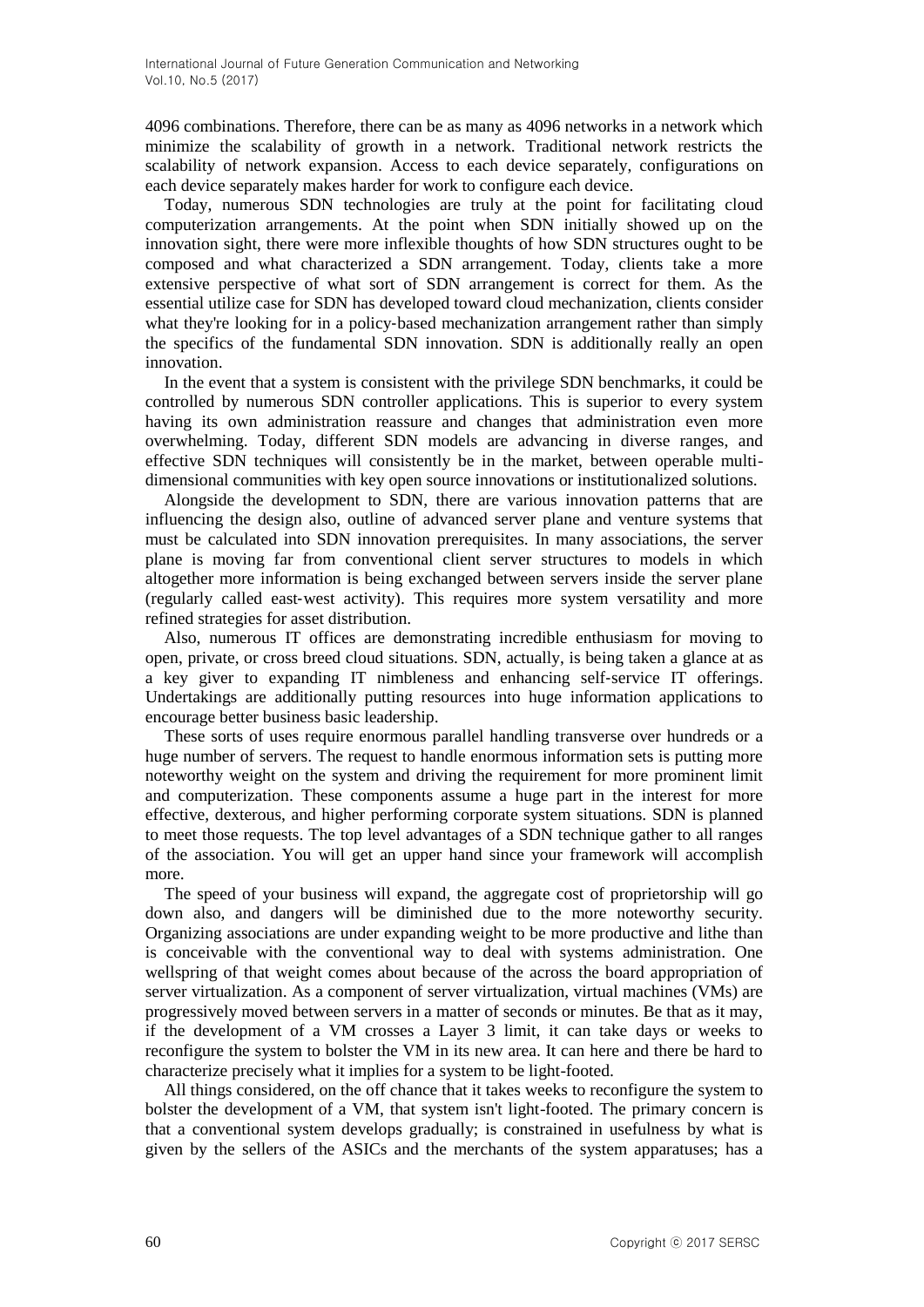4096 combinations. Therefore, there can be as many as 4096 networks in a network which minimize the scalability of growth in a network. Traditional network restricts the scalability of network expansion. Access to each device separately, configurations on each device separately makes harder for work to configure each device.

Today, numerous SDN technologies are truly at the point for facilitating cloud computerization arrangements. At the point when SDN initially showed up on the innovation sight, there were more inflexible thoughts of how SDN structures ought to be composed and what characterized a SDN arrangement. Today, clients take a more extensive perspective of what sort of SDN arrangement is correct for them. As the essential utilize case for SDN has developed toward cloud mechanization, clients consider what they're looking for in a policy-based mechanization arrangement rather than simply the specifics of the fundamental SDN innovation. SDN is additionally really an open innovation.

In the event that a system is consistent with the privilege SDN benchmarks, it could be controlled by numerous SDN controller applications. This is superior to every system having its own administration reassure and changes that administration even more overwhelming. Today, different SDN models are advancing in diverse ranges, and effective SDN techniques will consistently be in the market, between operable multi-dimensional communities with key open source innovations or institutionalized solutions.

Alongside the development to SDN, there are various innovation patterns that are influencing the design also, outline of advanced server plane and venture systems that must be calculated into SDN innovation prerequisites. In many associations, the server plane is moving far from conventional client server structures to models in which altogether more information is being exchanged between servers inside the server plane (regularly called east-west activity). This requires more system versatility and more refined strategies for asset distribution.

Also, numerous IT offices are demonstrating incredible enthusiasm for moving to open, private, or cross breed cloud situations. SDN, actually, is being taken a glance at as a key giver to expanding IT nimbleness and enhancing self-service IT offerings. Undertakings are additionally putting resources into huge information applications to encourage better business basic leadership.

These sorts of uses require enormous parallel handling transverse over hundreds or a huge number of servers. The request to handle enormous information sets is putting more noteworthy weight on the system and driving the requirement for more prominent limit and computerization. These components assume a huge part in the interest for more effective, dexterous, and higher performing corporate system situations. SDN is planned to meet those requests. The top level advantages of a SDN technique gather to all ranges of the association. You will get an upper hand since your framework will accomplish more.

The speed of your business will expand, the aggregate cost of proprietorship will go down also, and dangers will be diminished due to the more noteworthy security. Organizing associations are under expanding weight to be more productive and lithe than is conceivable with the conventional way to deal with systems administration. One wellspring of that weight comes about because of the across the board appropriation of server virtualization. As a component of server virtualization, virtual machines (VMs) are progressively moved between servers in a matter of seconds or minutes. Be that as it may, if the development of a VM crosses a Layer 3 limit, it can take days or weeks to reconfigure the system to bolster the VM in its new area. It can here and there be hard to characterize precisely what it implies for a system to be light-footed.

All things considered, on the off chance that it takes weeks to reconfigure the system to bolster the development of a VM, that system isn't light-footed. The primary concern is that a conventional system develops gradually; is constrained in usefulness by what is given by the sellers of the ASICs and the merchants of the system apparatuses; has a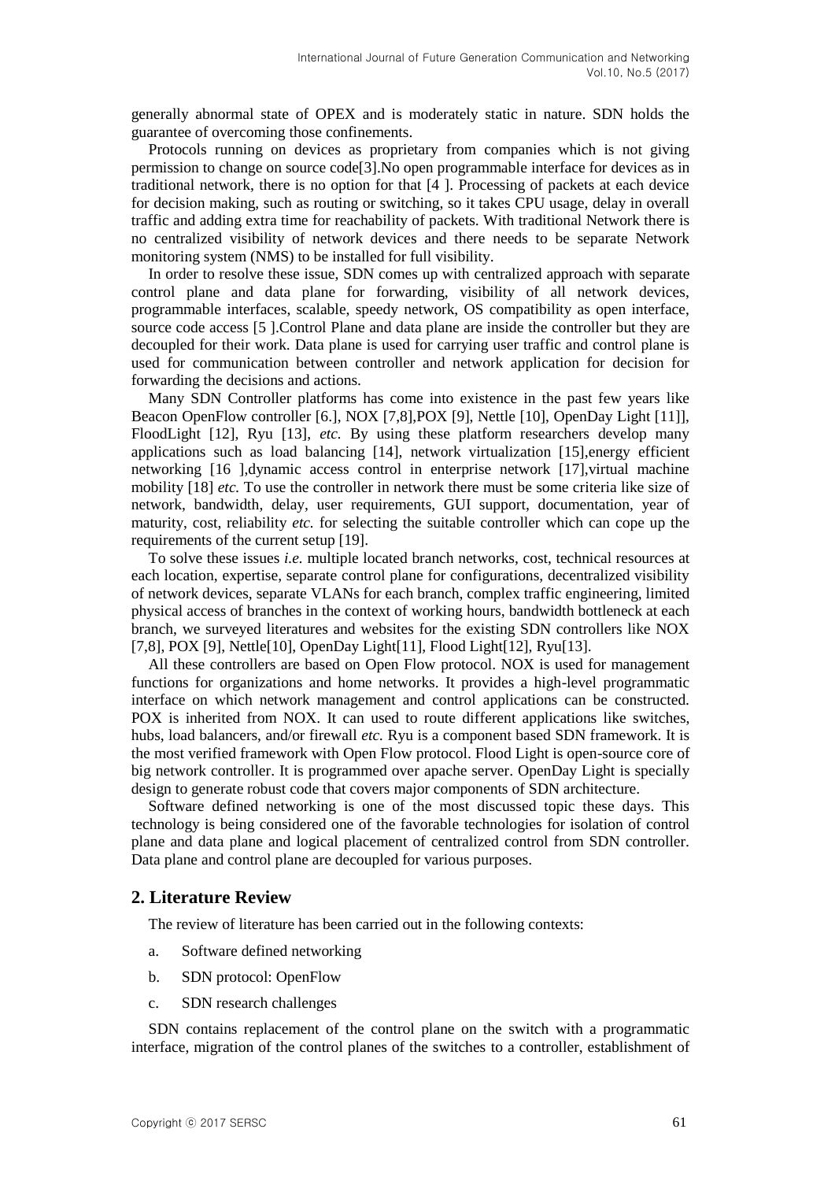generally abnormal state of OPEX and is moderately static in nature. SDN holds the guarantee of overcoming those confinements.

Protocols running on devices as proprietary from companies which is not giving permission to change on source code[3].No open programmable interface for devices as in traditional network, there is no option for that [4 ]. Processing of packets at each device for decision making, such as routing or switching, so it takes CPU usage, delay in overall traffic and adding extra time for reachability of packets. With traditional Network there is no centralized visibility of network devices and there needs to be separate Network monitoring system (NMS) to be installed for full visibility.

In order to resolve these issue, SDN comes up with centralized approach with separate control plane and data plane for forwarding, visibility of all network devices, programmable interfaces, scalable, speedy network, OS compatibility as open interface, source code access [5 ].Control Plane and data plane are inside the controller but they are decoupled for their work. Data plane is used for carrying user traffic and control plane is used for communication between controller and network application for decision for forwarding the decisions and actions.

Many SDN Controller platforms has come into existence in the past few years like Beacon OpenFlow controller [6.], NOX [7,8],POX [9], Nettle [10], OpenDay Light [11]], FloodLight [12], Ryu [13], *etc.* By using these platform researchers develop many applications such as load balancing [14], network virtualization [15],energy efficient networking [16 ],dynamic access control in enterprise network [17],virtual machine mobility [18] *etc.* To use the controller in network there must be some criteria like size of network, bandwidth, delay, user requirements, GUI support, documentation, year of maturity, cost, reliability *etc.* for selecting the suitable controller which can cope up the requirements of the current setup [19].

To solve these issues *i.e.* multiple located branch networks, cost, technical resources at each location, expertise, separate control plane for configurations, decentralized visibility of network devices, separate VLANs for each branch, complex traffic engineering, limited physical access of branches in the context of working hours, bandwidth bottleneck at each branch, we surveyed literatures and websites for the existing SDN controllers like NOX [7,8], POX [9], Nettle[10], OpenDay Light[11], Flood Light[12], Ryu[13].

All these controllers are based on Open Flow protocol. NOX is used for management functions for organizations and home networks. It provides a high-level programmatic interface on which network management and control applications can be constructed. POX is inherited from NOX. It can used to route different applications like switches, hubs, load balancers, and/or firewall *etc.* Ryu is a component based SDN framework. It is the most verified framework with Open Flow protocol. Flood Light is open-source core of big network controller. It is programmed over apache server. OpenDay Light is specially design to generate robust code that covers major components of SDN architecture.

Software defined networking is one of the most discussed topic these days. This technology is being considered one of the favorable technologies for isolation of control plane and data plane and logical placement of centralized control from SDN controller. Data plane and control plane are decoupled for various purposes.

## 2. Literature Review

The review of literature has been carried out in the following contexts:

a. Software defined networking

b. SDN protocol: OpenFlow

c. SDN research challenges

SDN contains replacement of the control plane on the switch with a programmatic interface, migration of the control planes of the switches to a controller, establishment of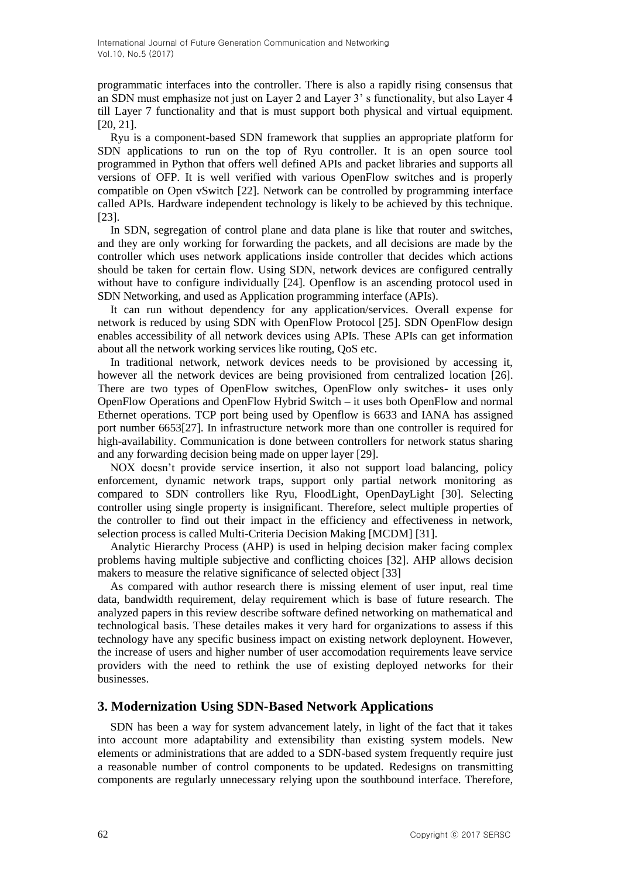programmatic interfaces into the controller. There is also a rapidly rising consensus that an SDN must emphasize not just on Layer 2 and Layer 3' s functionality, but also Layer 4 till Layer 7 functionality and that is must support both physical and virtual equipment. [20, 21].

Ryu is a component-based SDN framework that supplies an appropriate platform for SDN applications to run on the top of Ryu controller. It is an open source tool programmed in Python that offers well defined APIs and packet libraries and supports all versions of OFP. It is well verified with various OpenFlow switches and is properly compatible on Open vSwitch [22]. Network can be controlled by programming interface called APIs. Hardware independent technology is likely to be achieved by this technique. [23].

In SDN, segregation of control plane and data plane is like that router and switches, and they are only working for forwarding the packets, and all decisions are made by the controller which uses network applications inside controller that decides which actions should be taken for certain flow. Using SDN, network devices are configured centrally without have to configure individually [24]. Openflow is an ascending protocol used in SDN Networking, and used as Application programming interface (APIs).

It can run without dependency for any application/services. Overall expense for network is reduced by using SDN with OpenFlow Protocol [25]. SDN OpenFlow design enables accessibility of all network devices using APIs. These APIs can get information about all the network working services like routing, QoS etc.

In traditional network, network devices needs to be provisioned by accessing it, however all the network devices are being provisioned from centralized location [26]. There are two types of OpenFlow switches, OpenFlow only switches- it uses only OpenFlow Operations and OpenFlow Hybrid Switch – it uses both OpenFlow and normal Ethernet operations. TCP port being used by Openflow is 6633 and IANA has assigned port number 6653[27]. In infrastructure network more than one controller is required for high-availability. Communication is done between controllers for network status sharing and any forwarding decision being made on upper layer [29].

NOX doesn't provide service insertion, it also not support load balancing, policy enforcement, dynamic network traps, support only partial network monitoring as compared to SDN controllers like Ryu, FloodLight, OpenDayLight [30]. Selecting controller using single property is insignificant. Therefore, select multiple properties of the controller to find out their impact in the efficiency and effectiveness in network, selection process is called Multi-Criteria Decision Making [MCDM] [31].

Analytic Hierarchy Process (AHP) is used in helping decision maker facing complex problems having multiple subjective and conflicting choices [32]. AHP allows decision makers to measure the relative significance of selected object [33]

As compared with author research there is missing element of user input, real time data, bandwidth requirement, delay requirement which is base of future research. The analyzed papers in this review describe software defined networking on mathematical and technological basis. These detailes makes it very hard for organizations to assess if this technology have any specific business impact on existing network deploynent. However, the increase of users and higher number of user accomodation requirements leave service providers with the need to rethink the use of existing deployed networks for their businesses.

## 3. Modernization Using SDN-Based Network Applications

SDN has been a way for system advancement lately, in light of the fact that it takes into account more adaptability and extensibility than existing system models. New elements or administrations that are added to a SDN-based system frequently require just a reasonable number of control components to be updated. Redesigns on transmitting components are regularly unnecessary relying upon the southbound interface. Therefore,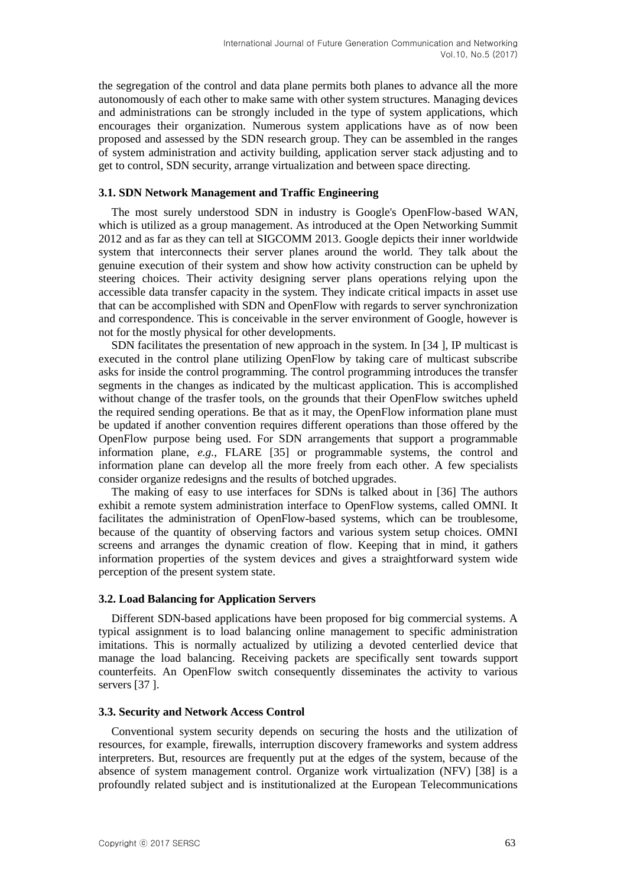the segregation of the control and data plane permits both planes to advance all the more autonomously of each other to make same with other system structures. Managing devices and administrations can be strongly included in the type of system applications, which encourages their organization. Numerous system applications have as of now been proposed and assessed by the SDN research group. They can be assembled in the ranges of system administration and activity building, application server stack adjusting and to get to control, SDN security, arrange virtualization and between space directing.

### 3.1. SDN Network Management and Traffic Engineering

The most surely understood SDN in industry is Google's OpenFlow-based WAN, which is utilized as a group management. As introduced at the Open Networking Summit 2012 and as far as they can tell at SIGCOMM 2013. Google depicts their inner worldwide system that interconnects their server planes around the world. They talk about the genuine execution of their system and show how activity construction can be upheld by steering choices. Their activity designing server plans operations relying upon the accessible data transfer capacity in the system. They indicate critical impacts in asset use that can be accomplished with SDN and OpenFlow with regards to server synchronization and correspondence. This is conceivable in the server environment of Google, however is not for the mostly physical for other developments.

SDN facilitates the presentation of new approach in the system. In [34 ], IP multicast is executed in the control plane utilizing OpenFlow by taking care of multicast subscribe asks for inside the control programming. The control programming introduces the transfer segments in the changes as indicated by the multicast application. This is accomplished without change of the trasfer tools, on the grounds that their OpenFlow switches upheld the required sending operations. Be that as it may, the OpenFlow information plane must be updated if another convention requires different operations than those offered by the OpenFlow purpose being used. For SDN arrangements that support a programmable information plane, *e.g.*, FLARE [35] or programmable systems, the control and information plane can develop all the more freely from each other. A few specialists consider organize redesigns and the results of botched upgrades.

The making of easy to use interfaces for SDNs is talked about in [36] The authors exhibit a remote system administration interface to OpenFlow systems, called OMNI. It facilitates the administration of OpenFlow-based systems, which can be troublesome, because of the quantity of observing factors and various system setup choices. OMNI screens and arranges the dynamic creation of flow. Keeping that in mind, it gathers information properties of the system devices and gives a straightforward system wide perception of the present system state.

### 3.2. Load Balancing for Application Servers

Different SDN-based applications have been proposed for big commercial systems. A typical assignment is to load balancing online management to specific administration imitations. This is normally actualized by utilizing a devoted centerlied device that manage the load balancing. Receiving packets are specifically sent towards support counterfeits. An OpenFlow switch consequently disseminates the activity to various servers [37 ].

### 3.3. Security and Network Access Control

Conventional system security depends on securing the hosts and the utilization of resources, for example, firewalls, interruption discovery frameworks and system address interpreters. But, resources are frequently put at the edges of the system, because of the absence of system management control. Organize work virtualization (NFV) [38] is a profoundly related subject and is institutionalized at the European Telecommunications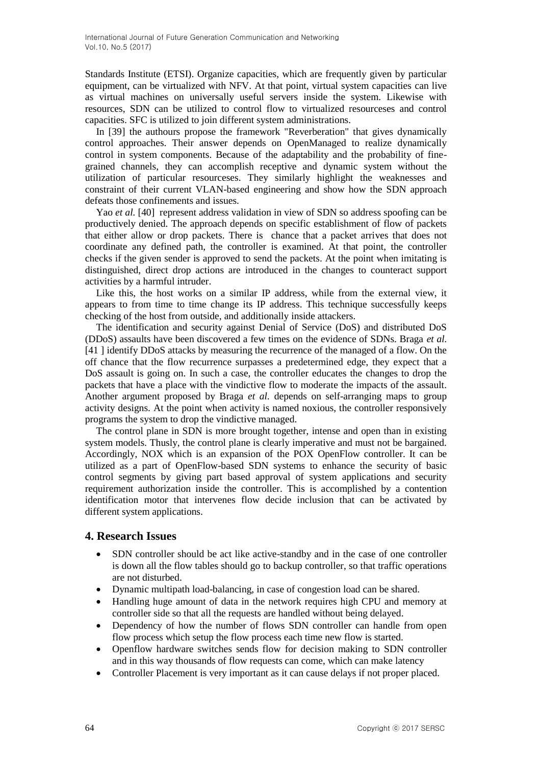Standards Institute (ETSI). Organize capacities, which are frequently given by particular equipment, can be virtualized with NFV. At that point, virtual system capacities can live as virtual machines on universally useful servers inside the system. Likewise with resources, SDN can be utilized to control flow to virtualized resourceses and control capacities. SFC is utilized to join different system administrations.

In [39] the authours propose the framework "Reverberation" that gives dynamically control approaches. Their answer depends on OpenManaged to realize dynamically control in system components. Because of the adaptability and the probability of fine-grained channels, they can accomplish receptive and dynamic system without the utilization of particular resourceses. They similarly highlight the weaknesses and constraint of their current VLAN-based engineering and show how the SDN approach defeats those confinements and issues.

Yao *et al.* [40] represent address validation in view of SDN so address spoofing can be productively denied. The approach depends on specific establishment of flow of packets that either allow or drop packets. There is chance that a packet arrives that does not coordinate any defined path, the controller is examined. At that point, the controller checks if the given sender is approved to send the packets. At the point when imitating is distinguished, direct drop actions are introduced in the changes to counteract support activities by a harmful intruder.

Like this, the host works on a similar IP address, while from the external view, it appears to from time to time change its IP address. This technique successfully keeps checking of the host from outside, and additionally inside attackers.

The identification and security against Denial of Service (DoS) and distributed DoS (DDoS) assaults have been discovered a few times on the evidence of SDNs. Braga *et al.* [41 ] identify DDoS attacks by measuring the recurrence of the managed of a flow. On the off chance that the flow recurrence surpasses a predetermined edge, they expect that a DoS assault is going on. In such a case, the controller educates the changes to drop the packets that have a place with the vindictive flow to moderate the impacts of the assault. Another argument proposed by Braga *et al.* depends on self-arranging maps to group activity designs. At the point when activity is named noxious, the controller responsively programs the system to drop the vindictive managed.

The control plane in SDN is more brought together, intense and open than in existing system models. Thusly, the control plane is clearly imperative and must not be bargained. Accordingly, NOX which is an expansion of the POX OpenFlow controller. It can be utilized as a part of OpenFlow-based SDN systems to enhance the security of basic control segments by giving part based approval of system applications and security requirement authorization inside the controller. This is accomplished by a contention identification motor that intervenes flow decide inclusion that can be activated by different system applications.

## 4. Research Issues

- SDN controller should be act like active-standby and in the case of one controller is down all the flow tables should go to backup controller, so that traffic operations are not disturbed.
- Dynamic multipath load-balancing, in case of congestion load can be shared.
- Handling huge amount of data in the network requires high CPU and memory at controller side so that all the requests are handled without being delayed.
- Dependency of how the number of flows SDN controller can handle from open flow process which setup the flow process each time new flow is started.
- Openflow hardware switches sends flow for decision making to SDN controller and in this way thousands of flow requests can come, which can make latency
- Controller Placement is very important as it can cause delays if not proper placed.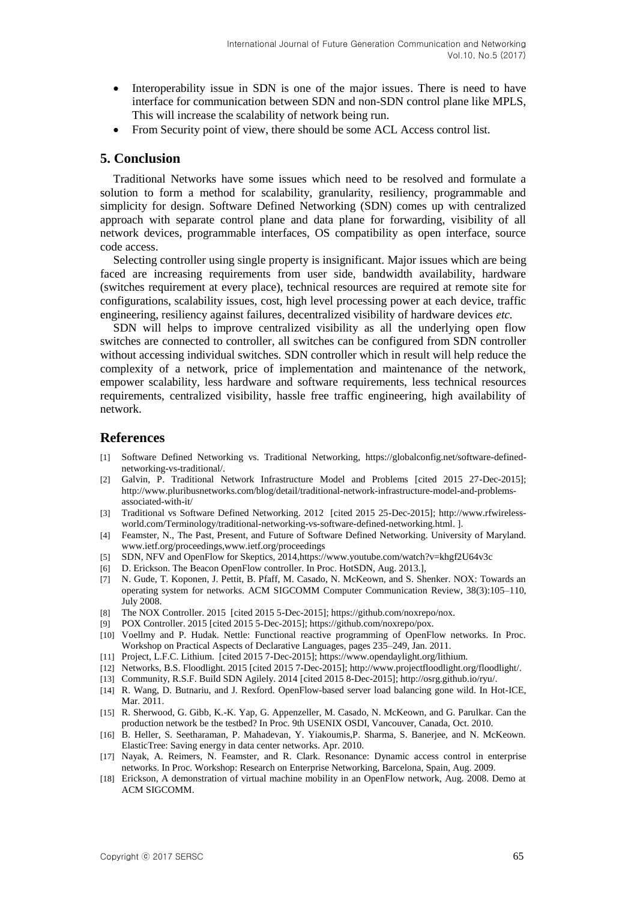- Interoperability issue in SDN is one of the major issues. There is need to have interface for communication between SDN and non-SDN control plane like MPLS, This will increase the scalability of network being run.
- From Security point of view, there should be some ACL Access control list.

## 5. Conclusion

Traditional Networks have some issues which need to be resolved and formulate a solution to form a method for scalability, granularity, resiliency, programmable and simplicity for design. Software Defined Networking (SDN) comes up with centralized approach with separate control plane and data plane for forwarding, visibility of all network devices, programmable interfaces, OS compatibility as open interface, source code access.

Selecting controller using single property is insignificant. Major issues which are being faced are increasing requirements from user side, bandwidth availability, hardware (switches requirement at every place), technical resources are required at remote site for configurations, scalability issues, cost, high level processing power at each device, traffic engineering, resiliency against failures, decentralized visibility of hardware devices *etc.*

SDN will helps to improve centralized visibility as all the underlying open flow switches are connected to controller, all switches can be configured from SDN controller without accessing individual switches. SDN controller which in result will help reduce the complexity of a network, price of implementation and maintenance of the network, empower scalability, less hardware and software requirements, less technical resources requirements, centralized visibility, hassle free traffic engineering, high availability of network.

## References

[1] Software Defined Networking vs. Traditional Networking, https://globalconfig.net/software-defined-networking-vs-traditional/.

[2] Galvin, P. Traditional Network Infrastructure Model and Problems [cited 2015 27-Dec-2015]; http://www.pluribusnetworks.com/blog/detail/traditional-network-infrastructure-model-and-problems-associated-with-it/

[3] Traditional vs Software Defined Networking. 2012 [cited 2015 25-Dec-2015]; http://www.rfwireless-world.com/Terminology/traditional-networking-vs-software-defined-networking.html. ].

[4] Feamster, N., The Past, Present, and Future of Software Defined Networking. University of Maryland. www.ietf.org/proceedings,www.ietf.org/proceedings

[5] SDN, NFV and OpenFlow for Skeptics, 2014,https://www.youtube.com/watch?v=khgf2U64v3c

[6] D. Erickson. The Beacon OpenFlow controller. In Proc. HotSDN, Aug. 2013.],

[7] N. Gude, T. Koponen, J. Pettit, B. Pfaff, M. Casado, N. McKeown, and S. Shenker. NOX: Towards an operating system for networks. ACM SIGCOMM Computer Communication Review, 38(3):105–110, July 2008.

[8] The NOX Controller. 2015 [cited 2015 5-Dec-2015]; https://github.com/noxrepo/nox.

[9] POX Controller. 2015 [cited 2015 5-Dec-2015]; https://github.com/noxrepo/pox.

[10] Voellmy and P. Hudak. Nettle: Functional reactive programming of OpenFlow networks. In Proc. Workshop on Practical Aspects of Declarative Languages, pages 235–249, Jan. 2011.

[11] Project, L.F.C. Lithium. [cited 2015 7-Dec-2015]; https://www.opendaylight.org/lithium.

[12] Networks, B.S. Floodlight. 2015 [cited 2015 7-Dec-2015]; http://www.projectfloodlight.org/floodlight/.

[13] Community, R.S.F. Build SDN Agilely. 2014 [cited 2015 8-Dec-2015]; http://osrg.github.io/ryu/.

[14] R. Wang, D. Butnariu, and J. Rexford. OpenFlow-based server load balancing gone wild. In Hot-ICE, Mar. 2011.

[15] R. Sherwood, G. Gibb, K.-K. Yap, G. Appenzeller, M. Casado, N. McKeown, and G. Parulkar. Can the production network be the testbed? In Proc. 9th USENIX OSDI, Vancouver, Canada, Oct. 2010.

[16] B. Heller, S. Seetharaman, P. Mahadevan, Y. Yiakoumis,P. Sharma, S. Banerjee, and N. McKeown. ElasticTree: Saving energy in data center networks. Apr. 2010.

[17] Nayak, A. Reimers, N. Feamster, and R. Clark. Resonance: Dynamic access control in enterprise networks. In Proc. Workshop: Research on Enterprise Networking, Barcelona, Spain, Aug. 2009.

[18] Erickson, A demonstration of virtual machine mobility in an OpenFlow network, Aug. 2008. Demo at ACM SIGCOMM.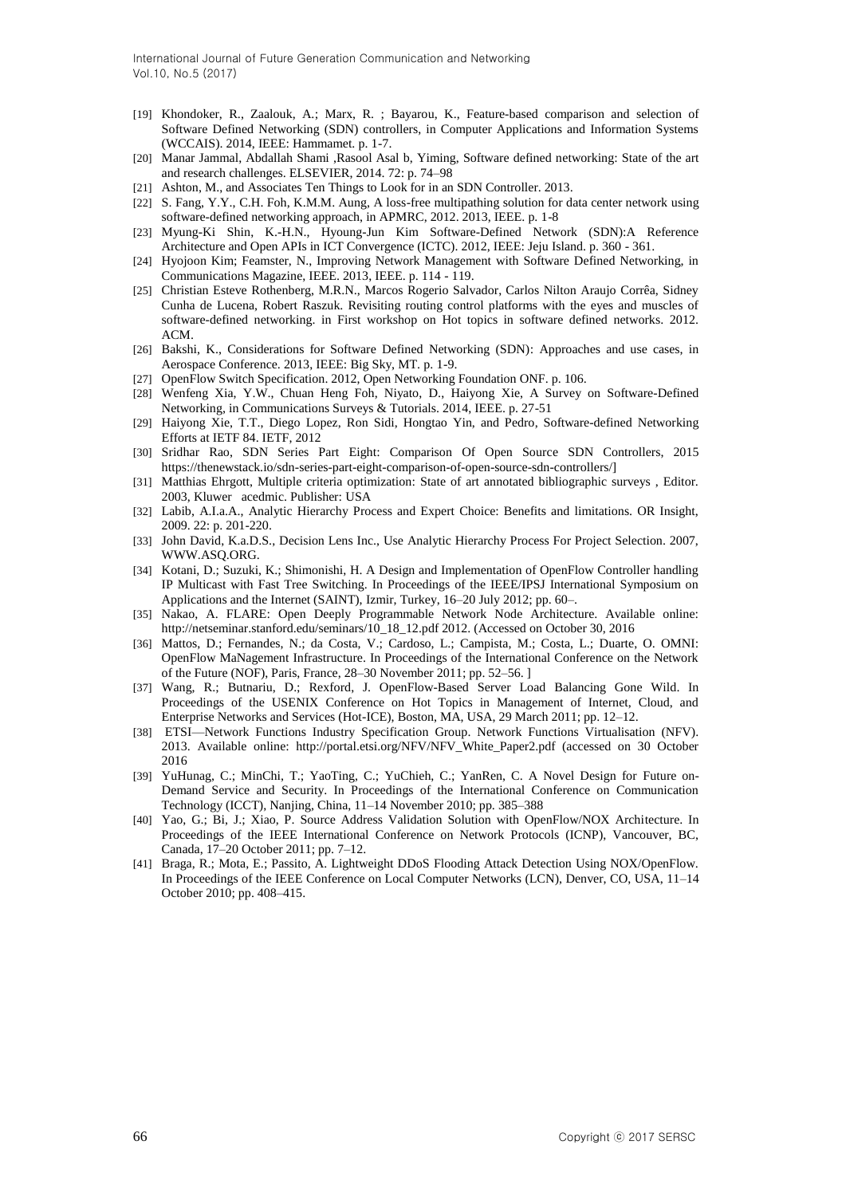[19] Khondoker, R., Zaalouk, A.; Marx, R. ; Bayarou, K., Feature-based comparison and selection of Software Defined Networking (SDN) controllers, in Computer Applications and Information Systems (WCCAIS). 2014, IEEE: Hammamet. p. 1-7.

[20] Manar Jammal, Abdallah Shami ,Rasool Asal b, Yiming, Software defined networking: State of the art and research challenges. ELSEVIER, 2014. 72: p. 74–98

[21] Ashton, M., and Associates Ten Things to Look for in an SDN Controller. 2013.

[22] S. Fang, Y.Y., C.H. Foh, K.M.M. Aung, A loss-free multipathing solution for data center network using software-defined networking approach, in APMRC, 2012. 2013, IEEE. p. 1-8

[23] Myung-Ki Shin, K.-H.N., Hyoung-Jun Kim Software-Defined Network (SDN):A Reference Architecture and Open APIs in ICT Convergence (ICTC). 2012, IEEE: Jeju Island. p. 360 - 361.

[24] Hyojoon Kim; Feamster, N., Improving Network Management with Software Defined Networking, in Communications Magazine, IEEE. 2013, IEEE. p. 114 - 119.

[25] Christian Esteve Rothenberg, M.R.N., Marcos Rogerio Salvador, Carlos Nilton Araujo Corrêa, Sidney Cunha de Lucena, Robert Raszuk. Revisiting routing control platforms with the eyes and muscles of software-defined networking. in First workshop on Hot topics in software defined networks. 2012. ACM.

[26] Bakshi, K., Considerations for Software Defined Networking (SDN): Approaches and use cases, in Aerospace Conference. 2013, IEEE: Big Sky, MT. p. 1-9.

[27] OpenFlow Switch Specification. 2012, Open Networking Foundation ONF. p. 106.

[28] Wenfeng Xia, Y.W., Chuan Heng Foh, Niyato, D., Haiyong Xie, A Survey on Software-Defined Networking, in Communications Surveys & Tutorials. 2014, IEEE. p. 27-51

[29] Haiyong Xie, T.T., Diego Lopez, Ron Sidi, Hongtao Yin, and Pedro, Software-defined Networking Efforts at IETF 84. IETF, 2012

[30] Sridhar Rao, SDN Series Part Eight: Comparison Of Open Source SDN Controllers, 2015 https://thenewstack.io/sdn-series-part-eight-comparison-of-open-source-sdn-controllers/]

[31] Matthias Ehrgott, Multiple criteria optimization: State of art annotated bibliographic surveys , Editor. 2003, Kluwer acedmic. Publisher: USA

[32] Labib, A.I.a.A., Analytic Hierarchy Process and Expert Choice: Benefits and limitations. OR Insight, 2009. 22: p. 201-220.

[33] John David, K.a.D.S., Decision Lens Inc., Use Analytic Hierarchy Process For Project Selection. 2007, WWW.ASQ.ORG.

[34] Kotani, D.; Suzuki, K.; Shimonishi, H. A Design and Implementation of OpenFlow Controller handling IP Multicast with Fast Tree Switching. In Proceedings of the IEEE/IPSJ International Symposium on Applications and the Internet (SAINT), Izmir, Turkey, 16–20 July 2012; pp. 60–.

[35] Nakao, A. FLARE: Open Deeply Programmable Network Node Architecture. Available online: http://netseminar.stanford.edu/seminars/10_18_12.pdf 2012. (Accessed on October 30, 2016

[36] Mattos, D.; Fernandes, N.; da Costa, V.; Cardoso, L.; Campista, M.; Costa, L.; Duarte, O. OMNI: OpenFlow MaNagement Infrastructure. In Proceedings of the International Conference on the Network of the Future (NOF), Paris, France, 28–30 November 2011; pp. 52–56. ]

[37] Wang, R.; Butnariu, D.; Rexford, J. OpenFlow-Based Server Load Balancing Gone Wild. In Proceedings of the USENIX Conference on Hot Topics in Management of Internet, Cloud, and Enterprise Networks and Services (Hot-ICE), Boston, MA, USA, 29 March 2011; pp. 12–12.

[38] ETSI—Network Functions Industry Specification Group. Network Functions Virtualisation (NFV). 2013. Available online: http://portal.etsi.org/NFV/NFV_White_Paper2.pdf (accessed on 30 October 2016

[39] YuHunag, C.; MinChi, T.; YaoTing, C.; YuChieh, C.; YanRen, C. A Novel Design for Future on-Demand Service and Security. In Proceedings of the International Conference on Communication Technology (ICCT), Nanjing, China, 11–14 November 2010; pp. 385–388

[40] Yao, G.; Bi, J.; Xiao, P. Source Address Validation Solution with OpenFlow/NOX Architecture. In Proceedings of the IEEE International Conference on Network Protocols (ICNP), Vancouver, BC, Canada, 17–20 October 2011; pp. 7–12.

[41] Braga, R.; Mota, E.; Passito, A. Lightweight DDoS Flooding Attack Detection Using NOX/OpenFlow. In Proceedings of the IEEE Conference on Local Computer Networks (LCN), Denver, CO, USA, 11–14 October 2010; pp. 408–415.